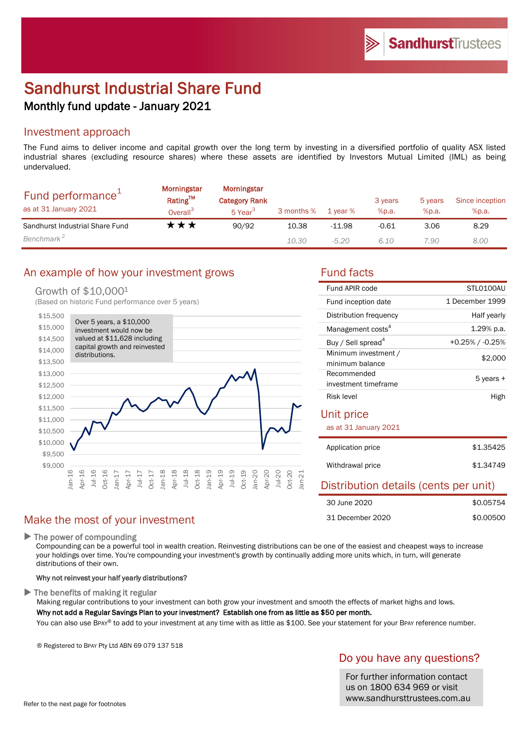# Sandhurst Industrial Share Fund

## Monthly fund update - January 2021

## Investment approach

The Fund aims to deliver income and capital growth over the long term by investing in a diversified portfolio of quality ASX listed industrial shares (excluding resource shares) where these assets are identified by Investors Mutual Limited (IML) as being undervalued.

| Fund performance[1] as at 31 January 2021 | Morningstar Rating™ Overall[3] | Morningstar Category Rank 5 Year[3] | 3 months % | 1 year % | 3 years %p.a. | 5 years %p.a. | Since inception %p.a. |
|---|---|---|---|---|---|---|---|
| Sandhurst Industrial Share Fund | ★★★ | 90/92 | 10.38 | -11.98 | -0.61 | 3.06 | 8.29 |
| *Benchmark[2]* | | | *10.30* | *-5.20* | *6.10* | *7.90* | *8.00* |

## An example of how your investment grows

Growth of $10,000[1]

(Based on historic Fund performance over 5 years)

Over 5 years, a $10,000 investment would now be valued at $11,628 including capital growth and reinvested distributions.

## Fund facts

| | |
|---|---|
| Fund APIR code | STL0100AU |
| Fund inception date | 1 December 1999 |
| Distribution frequency | Half yearly |
| Management costs[4] | 1.29% p.a. |
| Buy / Sell spread[4] | +0.25% / -0.25% |
| Minimum investment / minimum balance | $2,000 |
| Recommended investment timeframe | 5 years + |
| Risk level | High |

## Unit price

as at 31 January 2021

| | |
|---|---|
| Application price | $1.35425 |
| Withdrawal price | $1.34749 |

## Distribution details (cents per unit)

| | |
|---|---|
| 30 June 2020 | $0.05754 |
| 31 December 2020 | $0.00500 |

## Make the most of your investment

▶ **The power of compounding**

Compounding can be a powerful tool in wealth creation. Reinvesting distributions can be one of the easiest and cheapest ways to increase your holdings over time. You're compounding your investment's growth by continually adding more units which, in turn, will generate distributions of their own.

**Why not reinvest your half yearly distributions?**

▶ **The benefits of making it regular**

Making regular contributions to your investment can both grow your investment and smooth the effects of market highs and lows.

**Why not add a Regular Savings Plan to your investment? Establish one from as little as $50 per month.**

You can also use BPAY® to add to your investment at any time with as little as $100. See your statement for your BPAY reference number.

® Registered to BPAY Pty Ltd ABN 69 079 137 518

## Do you have any questions?

For further information contact us on 1800 634 969 or visit www.sandhursttrustees.com.au

Refer to the next page for footnotes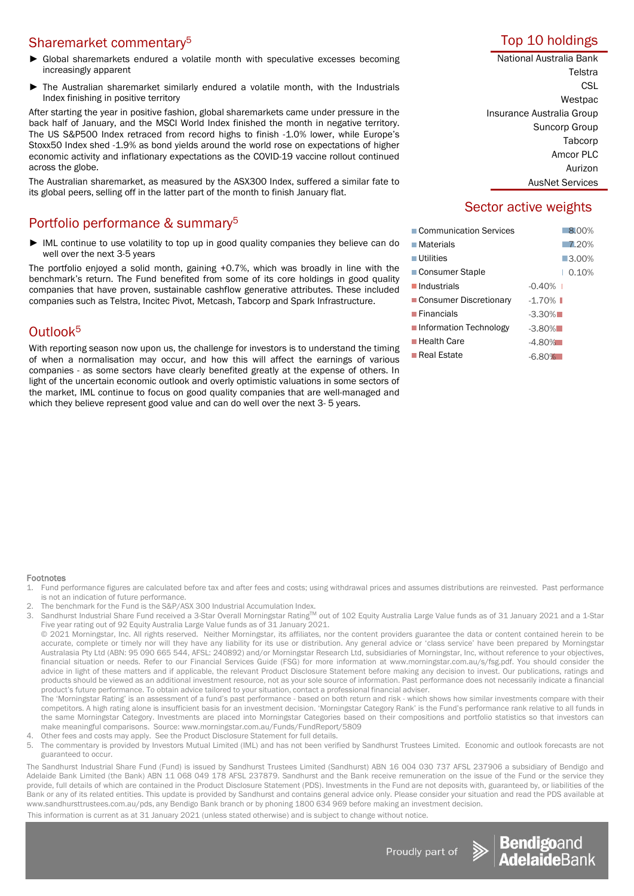## Sharemarket commentary[5]

- Global sharemarkets endured a volatile month with speculative excesses becoming increasingly apparent
- The Australian sharemarket similarly endured a volatile month, with the Industrials Index finishing in positive territory

After starting the year in positive fashion, global sharemarkets came under pressure in the back half of January, and the MSCI World Index finished the month in negative territory. The US S&P500 Index retraced from record highs to finish -1.0% lower, while Europe's Stoxx50 Index shed -1.9% as bond yields around the world rose on expectations of higher economic activity and inflationary expectations as the COVID-19 vaccine rollout continued across the globe.

The Australian sharemarket, as measured by the ASX300 Index, suffered a similar fate to its global peers, selling off in the latter part of the month to finish January flat.

## Portfolio performance & summary[5]

- IML continue to use volatility to top up in good quality companies they believe can do well over the next 3-5 years

The portfolio enjoyed a solid month, gaining +0.7%, which was broadly in line with the benchmark's return. The Fund benefited from some of its core holdings in good quality companies that have proven, sustainable cashflow generative attributes. These included companies such as Telstra, Incitec Pivot, Metcash, Tabcorp and Spark Infrastructure.

## Outlook[5]

With reporting season now upon us, the challenge for investors is to understand the timing of when a normalisation may occur, and how this will affect the earnings of various companies - as some sectors have clearly benefited greatly at the expense of others. In light of the uncertain economic outlook and overly optimistic valuations in some sectors of the market, IML continue to focus on good quality companies that are well-managed and which they believe represent good value and can do well over the next 3- 5 years.

## Top 10 holdings

National Australia Bank
Telstra
CSL
Westpac
Insurance Australia Group
Suncorp Group
Tabcorp
Amcor PLC
Aurizon
AusNet Services

## Sector active weights

Communication Services 8.00%
Materials 7.20%
Utilities 3.00%
Consumer Staple 0.10%
Industrials -0.40%
Consumer Discretionary -1.70%
Financials -3.30%
Information Technology -3.80%
Health Care -4.80%
Real Estate -6.80%

**Footnotes**

1. Fund performance figures are calculated before tax and after fees and costs; using withdrawal prices and assumes distributions are reinvested. Past performance is not an indication of future performance.
2. The benchmark for the Fund is the S&P/ASX 300 Industrial Accumulation Index.
3. Sandhurst Industrial Share Fund received a 3-Star Overall Morningstar Rating™ out of 102 Equity Australia Large Value funds as of 31 January 2021 and a 1-Star Five year rating out of 92 Equity Australia Large Value funds as of 31 January 2021.
   © 2021 Morningstar, Inc. All rights reserved. Neither Morningstar, its affiliates, nor the content providers guarantee the data or content contained herein to be accurate, complete or timely nor will they have any liability for its use or distribution. Any general advice or 'class service' have been prepared by Morningstar Australasia Pty Ltd (ABN: 95 090 665 544, AFSL: 240892) and/or Morningstar Research Ltd, subsidiaries of Morningstar, Inc, without reference to your objectives, financial situation or needs. Refer to our Financial Services Guide (FSG) for more information at www.morningstar.com.au/s/fsg.pdf. You should consider the advice in light of these matters and if applicable, the relevant Product Disclosure Statement before making any decision to invest. Our publications, ratings and products should be viewed as an additional investment resource, not as your sole source of information. Past performance does not necessarily indicate a financial product's future performance. To obtain advice tailored to your situation, contact a professional financial adviser.
   The 'Morningstar Rating' is an assessment of a fund's past performance - based on both return and risk - which shows how similar investments compare with their competitors. A high rating alone is insufficient basis for an investment decision. 'Morningstar Category Rank' is the Fund's performance rank relative to all funds in the same Morningstar Category. Investments are placed into Morningstar Categories based on their compositions and portfolio statistics so that investors can make meaningful comparisons. Source: www.morningstar.com.au/Funds/FundReport/5809
4. Other fees and costs may apply. See the Product Disclosure Statement for full details.
5. The commentary is provided by Investors Mutual Limited (IML) and has not been verified by Sandhurst Trustees Limited. Economic and outlook forecasts are not guaranteed to occur.

The Sandhurst Industrial Share Fund (Fund) is issued by Sandhurst Trustees Limited (Sandhurst) ABN 16 004 030 737 AFSL 237906 a subsidiary of Bendigo and Adelaide Bank Limited (the Bank) ABN 11 068 049 178 AFSL 237879. Sandhurst and the Bank receive remuneration on the issue of the Fund or the service they provide, full details of which are contained in the Product Disclosure Statement (PDS). Investments in the Fund are not deposits with, guaranteed by, or liabilities of the Bank or any of its related entities. This update is provided by Sandhurst and contains general advice only. Please consider your situation and read the PDS available at www.sandhursttrustees.com.au/pds, any Bendigo Bank branch or by phoning 1800 634 969 before making an investment decision.

This information is current as at 31 January 2021 (unless stated otherwise) and is subject to change without notice.

Proudly part of Bendigo and Adelaide Bank